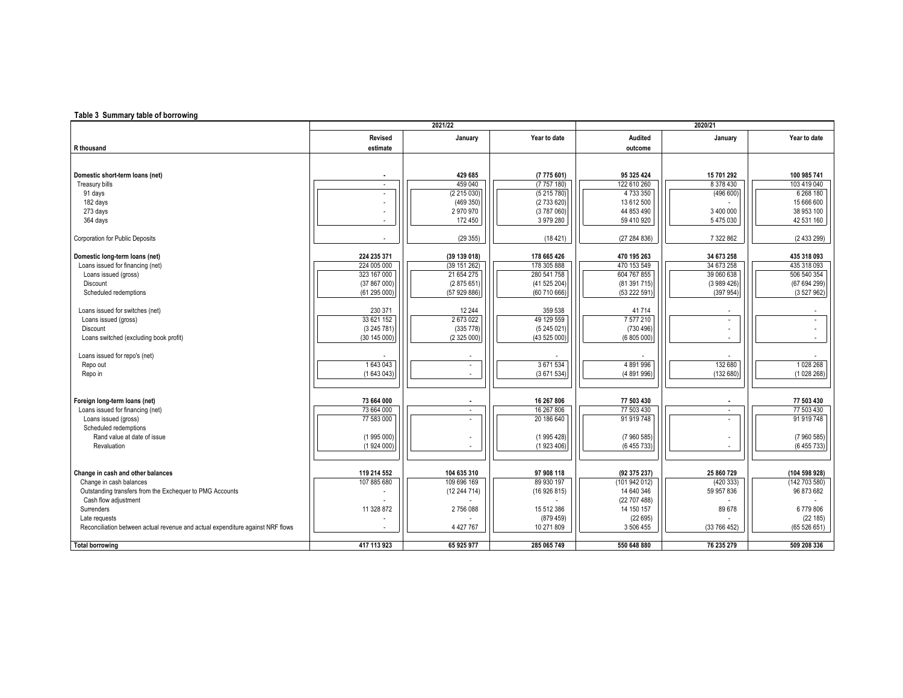**Table 3 Summary table of borrowing**

| R thousand | 2021/22 Revised estimate | 2021/22 January | 2021/22 Year to date | 2020/21 Audited outcome | 2020/21 January | 2020/21 Year to date |
|---|---|---|---|---|---|---|
| **Domestic short-term loans (net)** | **-** | **429 685** | **(7 775 601)** | **95 325 424** | **15 701 292** | **100 985 741** |
| Treasury bills | - | 459 040 | (7 757 180) | 122 610 260 | 8 378 430 | 103 419 040 |
| 91 days | - | (2 215 030) | (5 215 780) | 4 733 350 | (496 600) | 6 268 180 |
| 182 days | - | (469 350) | (2 733 620) | 13 612 500 | - | 15 666 600 |
| 273 days | - | 2 970 970 | (3 787 060) | 44 853 490 | 3 400 000 | 38 953 100 |
| 364 days | - | 172 450 | 3 979 280 | 59 410 920 | 5 475 030 | 42 531 160 |
| Corporation for Public Deposits | - | (29 355) | (18 421) | (27 284 836) | 7 322 862 | (2 433 299) |
| **Domestic long-term loans (net)** | **224 235 371** | **(39 139 018)** | **178 665 426** | **470 195 263** | **34 673 258** | **435 318 093** |
| Loans issued for financing (net) | 224 005 000 | (39 151 262) | 178 305 888 | 470 153 549 | 34 673 258 | 435 318 093 |
| Loans issued (gross) | 323 167 000 | 21 654 275 | 280 541 758 | 604 767 855 | 39 060 638 | 506 540 354 |
| Discount | (37 867 000) | (2 875 651) | (41 525 204) | (81 391 715) | (3 989 426) | (67 694 299) |
| Scheduled redemptions | (61 295 000) | (57 929 886) | (60 710 666) | (53 222 591) | (397 954) | (3 527 962) |
| Loans issued for switches (net) | 230 371 | 12 244 | 359 538 | 41 714 | - | - |
| Loans issued (gross) | 33 621 152 | 2 673 022 | 49 129 559 | 7 577 210 | - | - |
| Discount | (3 245 781) | (335 778) | (5 245 021) | (730 496) | - | - |
| Loans switched (excluding book profit) | (30 145 000) | (2 325 000) | (43 525 000) | (6 805 000) | - | - |
| Loans issued for repo's (net) | - | - | - | - | - | - |
| Repo out | 1 643 043 | - | 3 671 534 | 4 891 996 | 132 680 | 1 028 268 |
| Repo in | (1 643 043) | - | (3 671 534) | (4 891 996) | (132 680) | (1 028 268) |
| **Foreign long-term loans (net)** | **73 664 000** | **-** | **16 267 806** | **77 503 430** | **-** | **77 503 430** |
| Loans issued for financing (net) | 73 664 000 | - | 16 267 806 | 77 503 430 | - | 77 503 430 |
| Loans issued (gross) | 77 583 000 | - | 20 186 640 | 91 919 748 | - | 91 919 748 |
| Scheduled redemptions | | | | | | |
| Rand value at date of issue | (1 995 000) | - | (1 995 428) | (7 960 585) | - | (7 960 585) |
| Revaluation | (1 924 000) | - | (1 923 406) | (6 455 733) | - | (6 455 733) |
| **Change in cash and other balances** | **119 214 552** | **104 635 310** | **97 908 118** | **(92 375 237)** | **25 860 729** | **(104 598 928)** |
| Change in cash balances | 107 885 680 | 109 696 169 | 89 930 197 | (101 942 012) | (420 333) | (142 703 580) |
| Outstanding transfers from the Exchequer to PMG Accounts | - | (12 244 714) | (16 926 815) | 14 640 346 | 59 957 836 | 96 873 682 |
| Cash flow adjustment | - | - | - | (22 707 488) | - | - |
| Surrenders | 11 328 872 | 2 756 088 | 15 512 386 | 14 150 157 | 89 678 | 6 779 806 |
| Late requests | - | - | (879 459) | (22 695) | - | (22 185) |
| Reconciliation between actual revenue and actual expenditure against NRF flows | - | 4 427 767 | 10 271 809 | 3 506 455 | (33 766 452) | (65 526 651) |
| **Total borrowing** | **417 113 923** | **65 925 977** | **285 065 749** | **550 648 880** | **76 235 279** | **509 208 336** |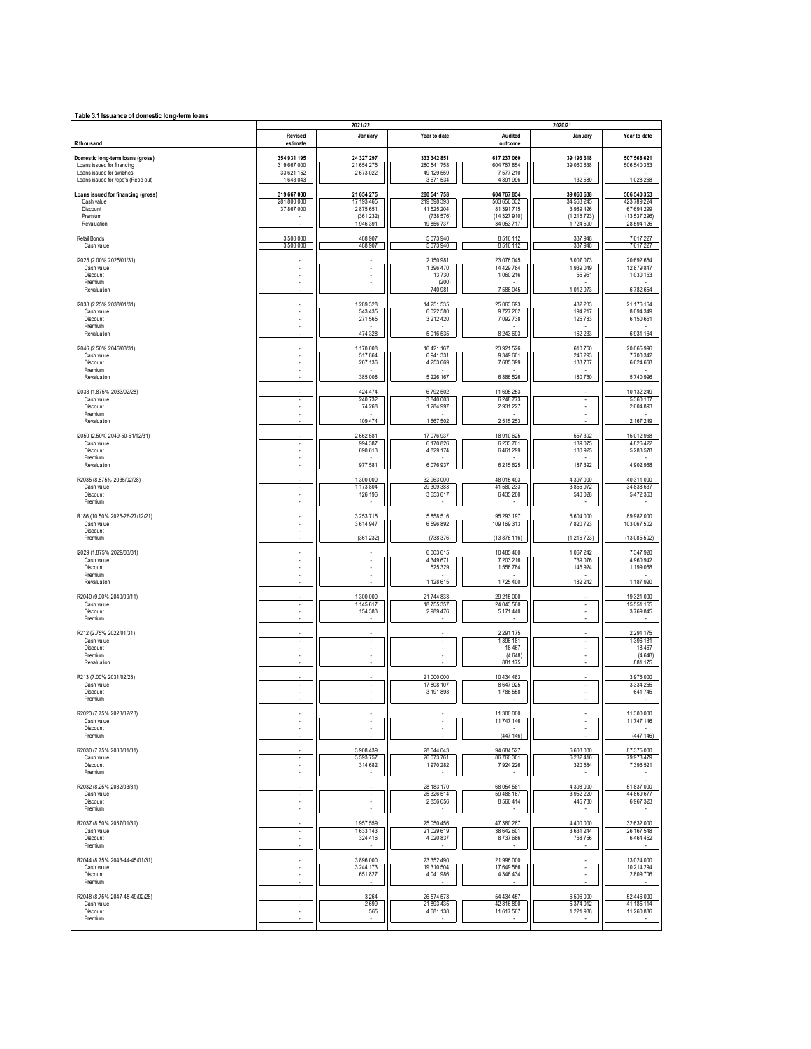**Table 3.1 Issuance of domestic long-term loans**

| R thousand | 2021/22 Revised estimate | 2021/22 January | 2021/22 Year to date | 2020/21 Audited outcome | 2020/21 January | 2020/21 Year to date |
|---|---|---|---|---|---|---|
| **Domestic long-term loans (gross)** | **354 931 195** | **24 327 297** | **333 342 851** | **617 237 060** | **39 193 318** | **507 568 621** |
| Loans issued for financing | 319 667 000 | 21 654 275 | 280 541 758 | 604 767 854 | 39 060 638 | 506 540 353 |
| Loans issued for switches | 33 621 152 | 2 673 022 | 49 129 559 | 7 577 210 | - | - |
| Loans issued for repo's (Repo out) | 1 643 043 | - | 3 671 534 | 4 891 996 | 132 680 | 1 028 268 |
| **Loans issued for financing (gross)** | **319 667 000** | **21 654 275** | **280 541 758** | **604 767 854** | **39 060 638** | **506 540 353** |
| Cash value | 281 800 000 | 17 193 465 | 219 898 393 | 503 650 332 | 34 563 245 | 423 789 224 |
| Discount | 37 867 000 | 2 875 651 | 41 525 204 | 81 391 715 | 3 989 426 | 67 694 299 |
| Premium | - | (361 232) | (738 576) | (14 327 910) | (1 216 723) | (13 537 296) |
| Revaluation | - | 1 946 391 | 19 856 737 | 34 053 717 | 1 724 690 | 28 594 126 |
| Retail Bonds | 3 500 000 | 488 907 | 5 073 940 | 8 516 112 | 337 948 | 7 617 227 |
| Cash value | 3 500 000 | 488 907 | 5 073 940 | 8 516 112 | 337 948 | 7 617 227 |
| I2025 (2.00% 2025/01/31) | - | - | 2 150 981 | 23 076 045 | 3 007 073 | 20 692 654 |
| Cash value | - | - | 1 396 470 | 14 429 784 | 1 939 049 | 12 879 847 |
| Discount | - | - | 13 730 | 1 060 216 | 55 951 | 1 030 153 |
| Premium | - | - | (200) | - | - | - |
| Revaluation | - | - | 740 981 | 7 586 045 | 1 012 073 | 6 782 654 |
| I2038 (2.25% 2038/01/31) | - | 1 289 328 | 14 251 535 | 25 063 693 | 482 233 | 21 176 164 |
| Cash value | - | 543 435 | 6 022 580 | 9 727 262 | 194 217 | 8 094 349 |
| Discount | - | 271 565 | 3 212 420 | 7 092 738 | 125 783 | 6 150 651 |
| Premium | - | - | - | - | - | - |
| Revaluation | - | 474 328 | 5 016 535 | 8 243 693 | 162 233 | 6 931 164 |
| I2046 (2.50% 2046/03/31) | - | 1 170 008 | 16 421 167 | 23 921 526 | 610 750 | 20 065 996 |
| Cash value | - | 517 864 | 6 941 331 | 9 349 601 | 246 293 | 7 700 342 |
| Discount | - | 267 136 | 4 253 669 | 7 685 399 | 183 707 | 6 624 658 |
| Premium | - | - | - | - | - | - |
| Revaluation | - | 385 008 | 5 226 167 | 6 886 526 | 180 750 | 5 740 996 |
| I2033 (1.875% 2033/02/28) | - | 424 474 | 6 792 502 | 11 695 253 | - | 10 132 249 |
| Cash value | - | 240 732 | 3 840 003 | 6 248 773 | - | 5 360 107 |
| Discount | - | 74 268 | 1 284 997 | 2 931 227 | - | 2 604 893 |
| Premium | - | - | - | - | - | - |
| Revaluation | - | 109 474 | 1 667 502 | 2 515 253 | - | 2 167 249 |
| I2050 (2.50% 2049-50-51/12/31) | - | 2 662 581 | 17 076 937 | 18 910 625 | 557 392 | 15 012 968 |
| Cash value | - | 994 387 | 6 170 826 | 6 233 701 | 189 075 | 4 826 422 |
| Discount | - | 690 613 | 4 829 174 | 6 461 299 | 180 925 | 5 283 578 |
| Premium | - | - | - | - | - | - |
| Revaluation | - | 977 581 | 6 076 937 | 6 215 625 | 187 392 | 4 902 968 |
| R2035 (8.875% 2035/02/28) | - | 1 300 000 | 32 963 000 | 48 015 493 | 4 397 000 | 40 311 000 |
| Cash value | - | 1 173 804 | 29 309 383 | 41 580 233 | 3 856 972 | 34 838 637 |
| Discount | - | 126 196 | 3 653 617 | 6 435 260 | 540 028 | 5 472 363 |
| Premium | - | - | - | - | - | - |
| R186 (10.50% 2025-26-27/12/21) | - | 3 253 715 | 5 858 516 | 95 293 197 | 6 604 000 | 89 982 000 |
| Cash value | - | 3 614 947 | 6 596 892 | 109 169 313 | 7 820 723 | 103 067 502 |
| Discount | - | - | - | - | - | - |
| Premium | - | (361 232) | (738 376) | (13 876 116) | (1 216 723) | (13 085 502) |
| I2029 (1.875% 2029/03/31) | - | - | 6 003 615 | 10 485 400 | 1 067 242 | 7 347 920 |
| Cash value | - | - | 4 349 671 | 7 203 216 | 739 076 | 4 960 942 |
| Discount | - | - | 525 329 | 1 556 784 | 145 924 | 1 199 058 |
| Premium | - | - | - | - | - | - |
| Revaluation | - | - | 1 128 615 | 1 725 400 | 182 242 | 1 187 920 |
| R2040 (9.00% 2040/09/11) | - | 1 300 000 | 21 744 833 | 29 215 000 | - | 19 321 000 |
| Cash value | - | 1 145 617 | 18 755 357 | 24 043 560 | - | 15 551 155 |
| Discount | - | 154 383 | 2 989 476 | 5 171 440 | - | 3 769 845 |
| Premium | - | - | - | - | - | - |
| R212 (2.75% 2022/01/31) | - | - | - | 2 291 175 | - | 2 291 175 |
| Cash value | - | - | - | 1 396 181 | - | 1 396 181 |
| Discount | - | - | - | 18 467 | - | 18 467 |
| Premium | - | - | - | (4 648) | - | (4 648) |
| Revaluation | - | - | - | 881 175 | - | 881 175 |
| R213 (7.00% 2031/02/28) | - | - | 21 000 000 | 10 434 483 | - | 3 976 000 |
| Cash value | - | - | 17 808 107 | 8 647 925 | - | 3 334 255 |
| Discount | - | - | 3 191 893 | 1 786 558 | - | 641 745 |
| Premium | - | - | - | - | - | - |
| R2023 (7.75% 2023/02/28) | - | - | - | 11 300 000 | - | 11 300 000 |
| Cash value | - | - | - | 11 747 146 | - | 11 747 146 |
| Discount | - | - | - | - | - | - |
| Premium | - | - | - | (447 146) | - | (447 146) |
| R2030 (7.75% 2030/01/31) | - | 3 908 439 | 28 044 043 | 94 684 527 | 6 603 000 | 87 375 000 |
| Cash value | - | 3 593 757 | 26 073 761 | 86 760 301 | 6 282 416 | 79 978 479 |
| Discount | - | 314 682 | 1 970 282 | 7 924 226 | 320 584 | 7 396 521 |
| Premium | - | - | - | - | - | - |
| R2032 (8.25% 2032/03/31) | - | - | 28 183 170 | 68 054 581 | 4 398 000 | 51 837 000 |
| Cash value | - | - | 25 326 514 | 59 488 167 | 3 952 220 | 44 869 677 |
| Discount | - | - | 2 856 656 | 8 566 414 | 445 780 | 6 967 323 |
| Premium | - | - | - | - | - | - |
| R2037 (8.50% 2037/01/31) | - | 1 957 559 | 25 050 456 | 47 380 287 | 4 400 000 | 32 632 000 |
| Cash value | - | 1 633 143 | 21 029 619 | 38 642 601 | 3 631 244 | 26 167 548 |
| Discount | - | 324 416 | 4 020 837 | 8 737 686 | 768 756 | 6 464 452 |
| Premium | - | - | - | - | - | - |
| R2044 (8.75% 2043-44-45/01/31) | - | 3 896 000 | 23 352 490 | 21 996 000 | - | 13 024 000 |
| Cash value | - | 3 244 173 | 19 310 504 | 17 649 566 | - | 10 214 294 |
| Discount | - | 651 827 | 4 041 986 | 4 346 434 | - | 2 809 706 |
| Premium | - | - | - | - | - | - |
| R2048 (8.75% 2047-48-49/02/28) | - | 3 264 | 26 574 573 | 54 434 457 | 6 596 000 | 52 446 000 |
| Cash value | - | 2 699 | 21 893 435 | 42 816 890 | 5 374 012 | 41 185 114 |
| Discount | - | 565 | 4 681 138 | 11 617 567 | 1 221 988 | 11 260 886 |
| Premium | - | - | - | - | - | - |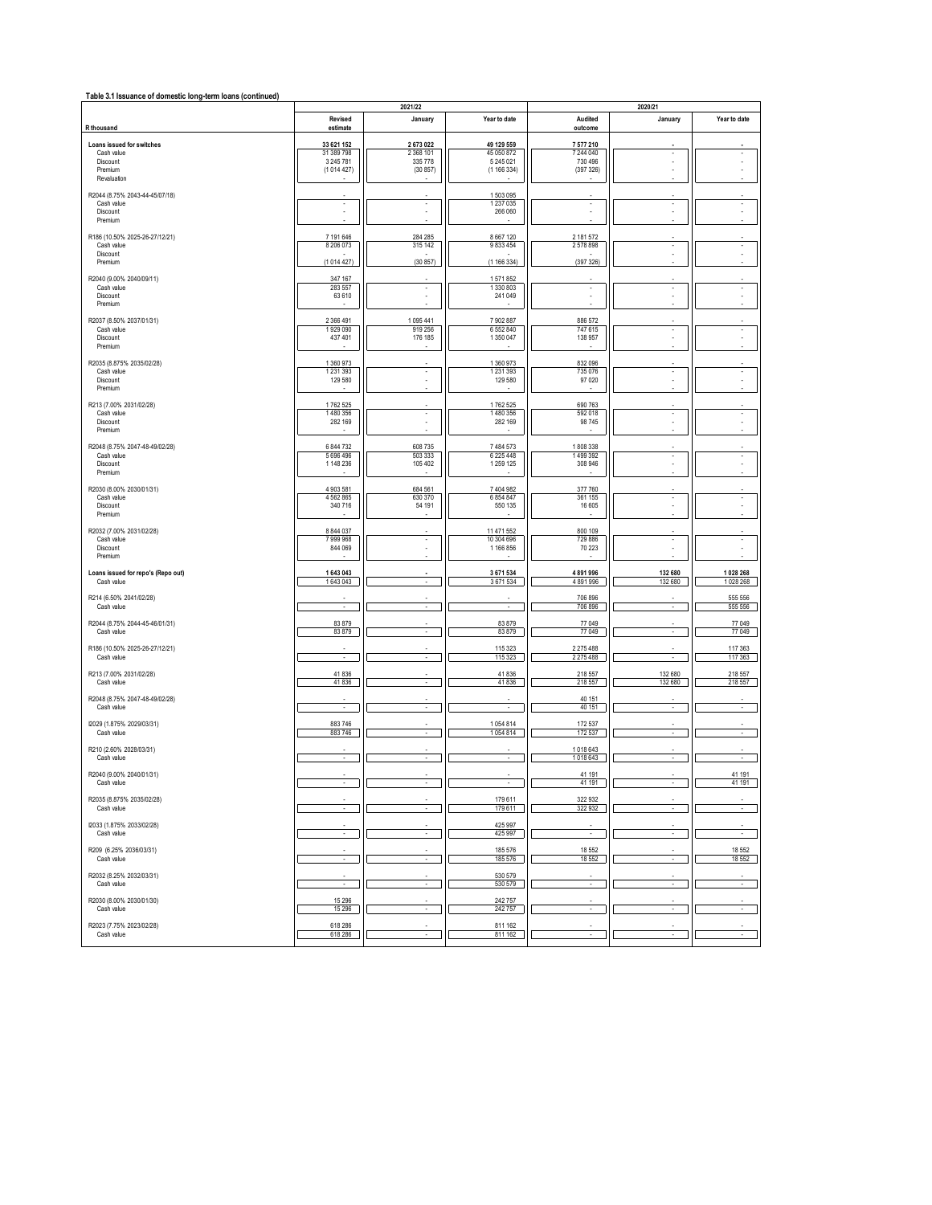**Table 3.1 Issuance of domestic long-term loans (continued)**

| R thousand | 2021/22 | | | 2020/21 | | |
|---|---|---|---|---|---|---|
| | Revised estimate | January | Year to date | Audited outcome | January | Year to date |
| **Loans issued for switches** | **33 621 152** | **2 673 022** | **49 129 559** | **7 577 210** | **-** | **-** |
| Cash value | 31 389 798 | 2 368 101 | 45 050 872 | 7 244 040 | - | - |
| Discount | 3 245 781 | 335 778 | 5 245 021 | 730 496 | - | - |
| Premium | (1 014 427) | (30 857) | (1 166 334) | (397 326) | - | - |
| Revaluation | - | - | - | - | - | - |
| R2044 (8.75% 2043-44-45/07/18) | - | - | 1 503 095 | - | - | - |
| Cash value | - | - | 1 237 035 | - | - | - |
| Discount | - | - | 266 060 | - | - | - |
| Premium | - | - | - | - | - | - |
| R186 (10.50% 2025-26-27/12/21) | 7 191 646 | 284 285 | 8 667 120 | 2 181 572 | - | - |
| Cash value | 8 206 073 | 315 142 | 9 833 454 | 2 578 898 | - | - |
| Discount | - | - | - | - | - | - |
| Premium | (1 014 427) | (30 857) | (1 166 334) | (397 326) | - | - |
| R2040 (9.00% 2040/09/11) | 347 167 | - | 1 571 852 | - | - | - |
| Cash value | 283 557 | - | 1 330 803 | - | - | - |
| Discount | 63 610 | - | 241 049 | - | - | - |
| Premium | - | - | - | - | - | - |
| R2037 (8.50% 2037/01/31) | 2 366 491 | 1 095 441 | 7 902 887 | 886 572 | - | - |
| Cash value | 1 929 090 | 919 256 | 6 552 840 | 747 615 | - | - |
| Discount | 437 401 | 176 185 | 1 350 047 | 138 957 | - | - |
| Premium | - | - | - | - | - | - |
| R2035 (8.875% 2035/02/28) | 1 360 973 | - | 1 360 973 | 832 096 | - | - |
| Cash value | 1 231 393 | - | 1 231 393 | 735 076 | - | - |
| Discount | 129 580 | - | 129 580 | 97 020 | - | - |
| Premium | - | - | - | - | - | - |
| R213 (7.00% 2031/02/28) | 1 762 525 | - | 1 762 525 | 690 763 | - | - |
| Cash value | 1 480 356 | - | 1 480 356 | 592 018 | - | - |
| Discount | 282 169 | - | 282 169 | 98 745 | - | - |
| Premium | - | - | - | - | - | - |
| R2048 (8.75% 2047-48-49/02/28) | 6 844 732 | 608 735 | 7 484 573 | 1 808 338 | - | - |
| Cash value | 5 696 496 | 503 333 | 6 225 448 | 1 499 392 | - | - |
| Discount | 1 148 236 | 105 402 | 1 259 125 | 308 946 | - | - |
| Premium | - | - | - | - | - | - |
| R2030 (8.00% 2030/01/31) | 4 903 581 | 684 561 | 7 404 982 | 377 760 | - | - |
| Cash value | 4 562 865 | 630 370 | 6 854 847 | 361 155 | - | - |
| Discount | 340 716 | 54 191 | 550 135 | 16 605 | - | - |
| Premium | - | - | - | - | - | - |
| R2032 (7.00% 2031/02/28) | 8 844 037 | - | 11 471 552 | 800 109 | - | - |
| Cash value | 7 999 968 | - | 10 304 696 | 729 886 | - | - |
| Discount | 844 069 | - | 1 166 856 | 70 223 | - | - |
| Premium | - | - | - | - | - | - |
| **Loans issued for repo's (Repo out)** | **1 643 043** | **-** | **3 671 534** | **4 891 996** | **132 680** | **1 028 268** |
| Cash value | 1 643 043 | - | 3 671 534 | 4 891 996 | 132 680 | 1 028 268 |
| R214 (6.50% 2041/02/28) | - | - | - | 706 896 | - | 555 556 |
| Cash value | - | - | - | 706 896 | - | 555 556 |
| R2044 (8.75% 2044-45-46/01/31) | 83 879 | - | 83 879 | 77 049 | - | 77 049 |
| Cash value | 83 879 | - | 83 879 | 77 049 | - | 77 049 |
| R186 (10.50% 2025-26-27/12/21) | - | - | 115 323 | 2 275 488 | - | 117 363 |
| Cash value | - | - | 115 323 | 2 275 488 | - | 117 363 |
| R213 (7.00% 2031/02/28) | 41 836 | - | 41 836 | 218 557 | 132 680 | 218 557 |
| Cash value | 41 836 | - | 41 836 | 218 557 | 132 680 | 218 557 |
| R2048 (8.75% 2047-48-49/02/28) | - | - | - | 40 151 | - | - |
| Cash value | - | - | - | 40 151 | - | - |
| I2029 (1.875% 2029/03/31) | 883 746 | - | 1 054 814 | 172 537 | - | - |
| Cash value | 883 746 | - | 1 054 814 | 172 537 | - | - |
| R210 (2.60% 2028/03/31) | - | - | - | 1 018 643 | - | - |
| Cash value | - | - | - | 1 018 643 | - | - |
| R2040 (9.00% 2040/01/31) | - | - | - | 41 191 | - | 41 191 |
| Cash value | - | - | - | 41 191 | - | 41 191 |
| R2035 (8.875% 2035/02/28) | - | - | 179 611 | 322 932 | - | - |
| Cash value | - | - | 179 611 | 322 932 | - | - |
| I2033 (1.875% 2033/02/28) | - | - | 425 997 | - | - | - |
| Cash value | - | - | 425 997 | - | - | - |
| R209 (6.25% 2036/03/31) | - | - | 185 576 | 18 552 | - | 18 552 |
| Cash value | - | - | 185 576 | 18 552 | - | 18 552 |
| R2032 (8.25% 2032/03/31) | - | - | 530 579 | - | - | - |
| Cash value | - | - | 530 579 | - | - | - |
| R2030 (8.00% 2030/01/30) | 15 296 | - | 242 757 | - | - | - |
| Cash value | 15 296 | - | 242 757 | - | - | - |
| R2023 (7.75% 2023/02/28) | 618 286 | - | 811 162 | - | - | - |
| Cash value | 618 286 | - | 811 162 | - | - | - |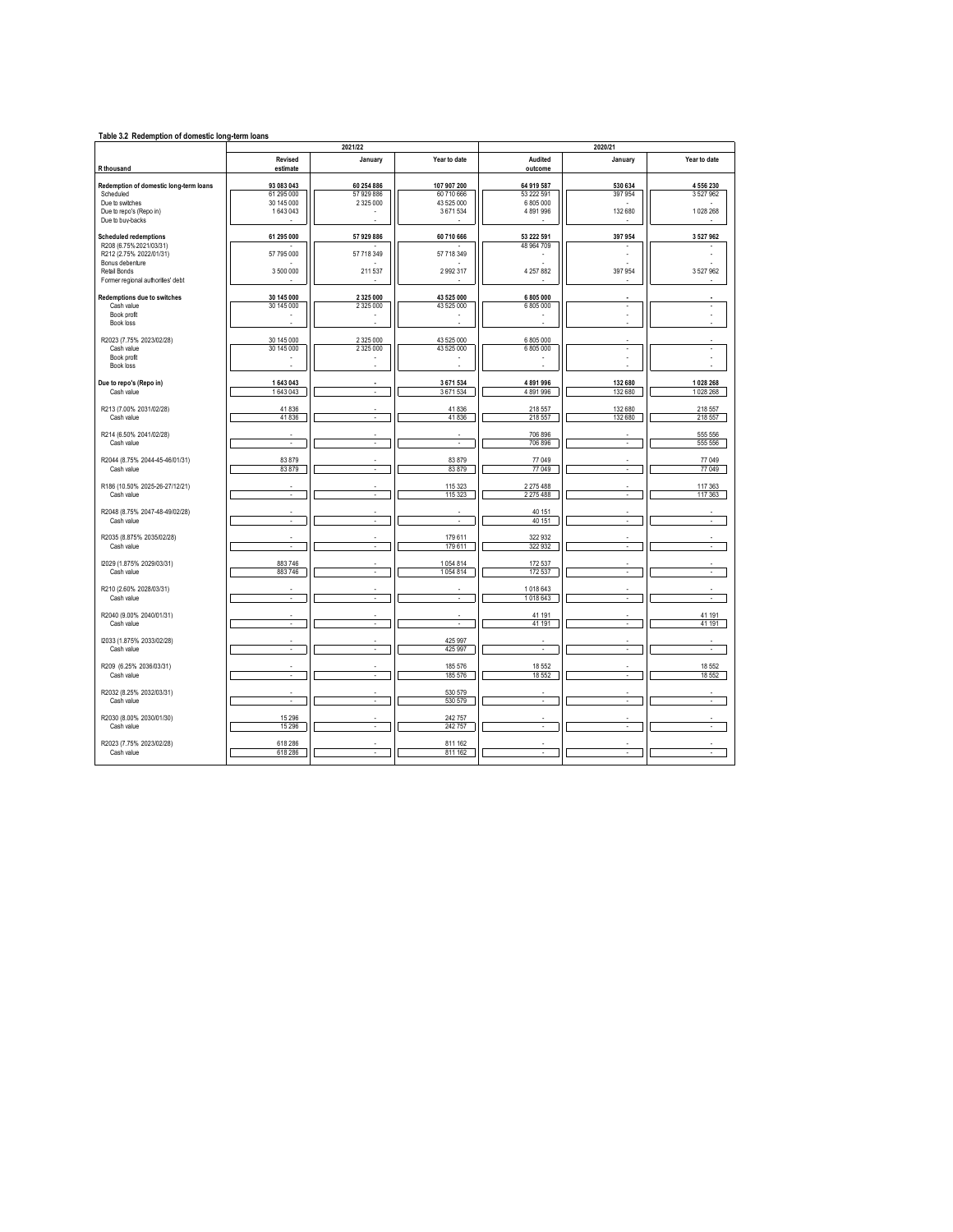**Table 3.2 Redemption of domestic long-term loans**

| R thousand | 2021/22 Revised estimate | 2021/22 January | 2021/22 Year to date | 2020/21 Audited outcome | 2020/21 January | 2020/21 Year to date |
|---|---|---|---|---|---|---|
| **Redemption of domestic long-term loans** | **93 083 043** | **60 254 886** | **107 907 200** | **64 919 587** | **530 634** | **4 556 230** |
| Scheduled | 61 295 000 | 57 929 886 | 60 710 666 | 53 222 591 | 397 954 | 3 527 962 |
| Due to switches | 30 145 000 | 2 325 000 | 43 525 000 | 6 805 000 | - | - |
| Due to repo's (Repo in) | 1 643 043 | - | 3 671 534 | 4 891 996 | 132 680 | 1 028 268 |
| Due to buy-backs | - | - | - | - | - | - |
| **Scheduled redemptions** | **61 295 000** | **57 929 886** | **60 710 666** | **53 222 591** | **397 954** | **3 527 962** |
| R208 (6.75% 2021/03/31) | - | - | - | 48 964 709 | - | - |
| R212 (2.75% 2022/01/31) | 57 795 000 | 57 718 349 | 57 718 349 | - | - | - |
| Bonus debenture | - | - | - | - | - | - |
| Retail Bonds | 3 500 000 | 211 537 | 2 992 317 | 4 257 882 | 397 954 | 3 527 962 |
| Former regional authorities' debt | - | - | - | - | - | - |
| **Redemptions due to switches** | **30 145 000** | **2 325 000** | **43 525 000** | **6 805 000** | **-** | **-** |
| Cash value | 30 145 000 | 2 325 000 | 43 525 000 | 6 805 000 | - | - |
| Book profit | - | - | - | - | - | - |
| Book loss | - | - | - | - | - | - |
| R2023 (7.75% 2023/02/28) | 30 145 000 | 2 325 000 | 43 525 000 | 6 805 000 | - | - |
| Cash value | 30 145 000 | 2 325 000 | 43 525 000 | 6 805 000 | - | - |
| Book profit | - | - | - | - | - | - |
| Book loss | - | - | - | - | - | - |
| **Due to repo's (Repo in)** | **1 643 043** | **-** | **3 671 534** | **4 891 996** | **132 680** | **1 028 268** |
| Cash value | 1 643 043 | - | 3 671 534 | 4 891 996 | 132 680 | 1 028 268 |
| R213 (7.00% 2031/02/28) | 41 836 | - | 41 836 | 218 557 | 132 680 | 218 557 |
| Cash value | 41 836 | - | 41 836 | 218 557 | 132 680 | 218 557 |
| R214 (6.50% 2041/02/28) | - | - | - | 706 896 | - | 555 556 |
| Cash value | - | - | - | 706 896 | - | 555 556 |
| R2044 (8.75% 2044-45-46/01/31) | 83 879 | - | 83 879 | 77 049 | - | 77 049 |
| Cash value | 83 879 | - | 83 879 | 77 049 | - | 77 049 |
| R186 (10.50% 2025-26-27/12/21) | - | - | 115 323 | 2 275 488 | - | 117 363 |
| Cash value | - | - | 115 323 | 2 275 488 | - | 117 363 |
| R2048 (8.75% 2047-48-49/02/28) | - | - | - | 40 151 | - | - |
| Cash value | - | - | - | 40 151 | - | - |
| R2035 (8.875% 2035/02/28) | - | - | 179 611 | 322 932 | - | - |
| Cash value | - | - | 179 611 | 322 932 | - | - |
| I2029 (1.875% 2029/03/31) | 883 746 | - | 1 054 814 | 172 537 | - | - |
| Cash value | 883 746 | - | 1 054 814 | 172 537 | - | - |
| R210 (2.60% 2028/03/31) | - | - | - | 1 018 643 | - | - |
| Cash value | - | - | - | 1 018 643 | - | - |
| R2040 (9.00% 2040/01/31) | - | - | - | 41 191 | - | 41 191 |
| Cash value | - | - | - | 41 191 | - | 41 191 |
| I2033 (1.875% 2033/02/28) | - | - | 425 997 | - | - | - |
| Cash value | - | - | 425 997 | - | - | - |
| R209 (6.25% 2036/03/31) | - | - | 185 576 | 18 552 | - | 18 552 |
| Cash value | - | - | 185 576 | 18 552 | - | 18 552 |
| R2032 (8.25% 2032/03/31) | - | - | 530 579 | - | - | - |
| Cash value | - | - | 530 579 | - | - | - |
| R2030 (8.00% 2030/01/30) | 15 296 | - | 242 757 | - | - | - |
| Cash value | 15 296 | - | 242 757 | - | - | - |
| R2023 (7.75% 2023/02/28) | 618 286 | - | 811 162 | - | - | - |
| Cash value | 618 286 | - | 811 162 | - | - | - |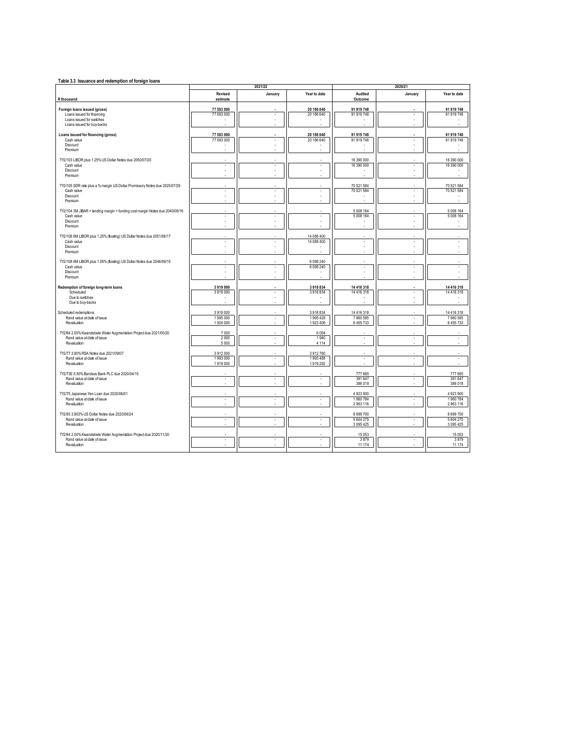**Table 3.3 Issuance and redemption of foreign loans**

| R thousand | 2021/22 Revised estimate | 2021/22 January | 2021/22 Year to date | 2020/21 Audited Outcome | 2020/21 January | 2020/21 Year to date |
|---|---|---|---|---|---|---|
| **Foreign loans issued (gross)** | **77 583 000** | **-** | **20 186 640** | **91 919 748** | **-** | **91 919 748** |
| Loans issued for financing | 77 583 000 | - | 20 186 640 | 91 919 748 | - | 91 919 748 |
| Loans issued for switches | - | - | - | - | - | - |
| Loans issued for buy-backs | - | - | - | - | - | - |
| **Loans issued for financing (gross)** | **77 583 000** | **-** | **20 186 640** | **91 919 748** | **-** | **91 919 748** |
| Cash value | 77 583 000 | - | 20 186 640 | 91 919 748 | - | 91 919 748 |
| Discount | - | - | - | - | - | - |
| Premium | - | - | - | - | - | - |
| TY2/103 LIBOR plus 1.25% US Dollar Notes due 2050/07/20 | - | - | - | 16 390 000 | - | 16 390 000 |
| Cash value | - | - | - | 16 390 000 | - | 16 390 000 |
| Discount | - | - | - | - | - | - |
| Premium | - | - | - | - | - | - |
| TY2/105 SDR rate plus a % margin US Dollar Promissory Notes due 2025/07/29 | - | - | - | 70 521 584 | - | 70 521 584 |
| Cash value | - | - | - | 70 521 584 | - | 70 521 584 |
| Discount | - | - | - | - | - | - |
| Premium | - | - | - | - | - | - |
| TY2/104 3M JIBAR + lending margin + funding cost margin Notes due 2040/06/16 | - | - | - | 5 008 164 | - | 5 008 164 |
| Cash value | - | - | - | 5 008 164 | - | 5 008 164 |
| Discount | - | - | - | - | - | - |
| Premium | - | - | - | - | - | - |
| TY2/106 6M LIBOR plus 1.25% (floating) US Dollar Notes due 2051/06/17 | - | - | 14 088 400 | - | - | - |
| Cash value | - | - | 14 088 400 | - | - | - |
| Discount | - | - | - | - | - | - |
| Premium | - | - | - | - | - | - |
| TY2/108 6M LIBOR plus 1.05% (floating) US Dollar Notes due 2046/09/15 | - | - | 6 098 240 | - | - | - |
| Cash value | - | - | 6 098 240 | - | - | - |
| Discount | - | - | - | - | - | - |
| Premium | - | - | - | - | - | - |
| **Redemption of foreign long-term loans** | **3 919 000** | **-** | **3 918 834** | **14 416 318** | **-** | **14 416 318** |
| Scheduled | 3 919 000 | - | 3 918 834 | 14 416 318 | - | 14 416 318 |
| Due to switches | - | - | - | - | - | - |
| Due to buy-backs | - | - | - | - | - | - |
| Scheduled redemptions | 3 919 000 | - | 3 918 834 | 14 416 318 | - | 14 416 318 |
| Rand value at date of issue | 1 995 000 | - | 1 995 428 | 7 960 585 | - | 7 960 585 |
| Revaluation | 1 924 000 | - | 1 923 406 | 6 455 733 | - | 6 455 733 |
| TY2/64 2.50% Kwandebele Water Augmentation Project due 2021/05/20 | 7 000 | - | 6 054 | - | - | - |
| Rand value at date of issue | 2 000 | - | 1 940 | - | - | - |
| Revaluation | 5 000 | - | 4 114 | - | - | - |
| TY2/77 3.80% RSA Notes due 2021/09/07 | 3 912 000 | - | 3 912 780 | - | - | - |
| Rand value at date of issue | 1 993 000 | - | 1 993 488 | - | - | - |
| Revaluation | 1 919 000 | - | 1 919 292 | - | - | - |
| TY2/73E 5.50% Barclays Bank PLC due 2020/04/15 | - | - | - | 777 665 | - | 777 665 |
| Rand value at date of issue | - | - | - | 391 647 | - | 391 647 |
| Revaluation | - | - | - | 386 018 | - | 386 018 |
| TY2/75 Japanese Yen Loan due 2020/06/01 | - | - | - | 4 923 900 | - | 4 923 900 |
| Rand value at date of issue | - | - | - | 1 960 784 | - | 1 960 784 |
| Revaluation | - | - | - | 2 963 116 | - | 2 963 116 |
| TY2/93 3.903% US Dollar Notes due 2020/06/24 | - | - | - | 8 699 700 | - | 8 699 700 |
| Rand value at date of issue | - | - | - | 5 604 275 | - | 5 604 275 |
| Revaluation | - | - | - | 3 095 425 | - | 3 095 425 |
| TY2/64 2.50% Kwandebele Water Augmentation Project due 2020/11/20 | - | - | - | 15 053 | - | 15 053 |
| Rand value at date of issue | - | - | - | 3 879 | - | 3 879 |
| Revaluation | - | - | - | 11 174 | - | 11 174 |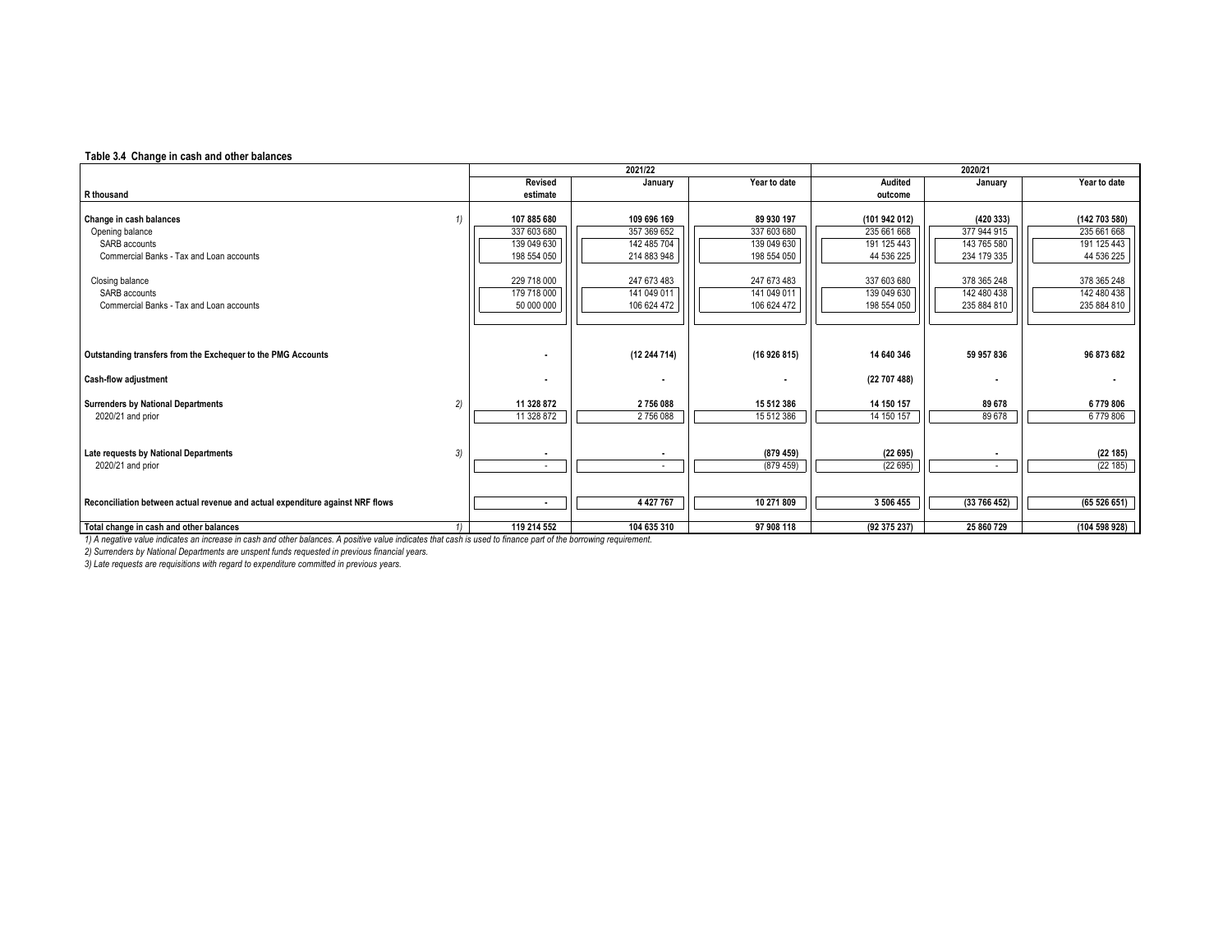**Table 3.4 Change in cash and other balances**

| R thousand | | 2021/22 | | | 2020/21 | | |
|---|---|---|---|---|---|---|---|
| | | Revised estimate | January | Year to date | Audited outcome | January | Year to date |
| **Change in cash balances** | 1) | **107 885 680** | **109 696 169** | **89 930 197** | **(101 942 012)** | **(420 333)** | **(142 703 580)** |
| Opening balance | | 337 603 680 | 357 369 652 | 337 603 680 | 235 661 668 | 377 944 915 | 235 661 668 |
| SARB accounts | | 139 049 630 | 142 485 704 | 139 049 630 | 191 125 443 | 143 765 580 | 191 125 443 |
| Commercial Banks - Tax and Loan accounts | | 198 554 050 | 214 883 948 | 198 554 050 | 44 536 225 | 234 179 335 | 44 536 225 |
| Closing balance | | 229 718 000 | 247 673 483 | 247 673 483 | 337 603 680 | 378 365 248 | 378 365 248 |
| SARB accounts | | 179 718 000 | 141 049 011 | 141 049 011 | 139 049 630 | 142 480 438 | 142 480 438 |
| Commercial Banks - Tax and Loan accounts | | 50 000 000 | 106 624 472 | 106 624 472 | 198 554 050 | 235 884 810 | 235 884 810 |
| **Outstanding transfers from the Exchequer to the PMG Accounts** | | **-** | **(12 244 714)** | **(16 926 815)** | **14 640 346** | **59 957 836** | **96 873 682** |
| **Cash-flow adjustment** | | **-** | **-** | **-** | **(22 707 488)** | **-** | **-** |
| **Surrenders by National Departments** | 2) | **11 328 872** | **2 756 088** | **15 512 386** | **14 150 157** | **89 678** | **6 779 806** |
| 2020/21 and prior | | 11 328 872 | 2 756 088 | 15 512 386 | 14 150 157 | 89 678 | 6 779 806 |
| **Late requests by National Departments** | 3) | **-** | **-** | **(879 459)** | **(22 695)** | **-** | **(22 185)** |
| 2020/21 and prior | | - | - | (879 459) | (22 695) | - | (22 185) |
| **Reconciliation between actual revenue and actual expenditure against NRF flows** | | **-** | **4 427 767** | **10 271 809** | **3 506 455** | **(33 766 452)** | **(65 526 651)** |
| **Total change in cash and other balances** | 1) | **119 214 552** | **104 635 310** | **97 908 118** | **(92 375 237)** | **25 860 729** | **(104 598 928)** |

*1) A negative value indicates an increase in cash and other balances. A positive value indicates that cash is used to finance part of the borrowing requirement.*

*2) Surrenders by National Departments are unspent funds requested in previous financial years.*

*3) Late requests are requisitions with regard to expenditure committed in previous years.*